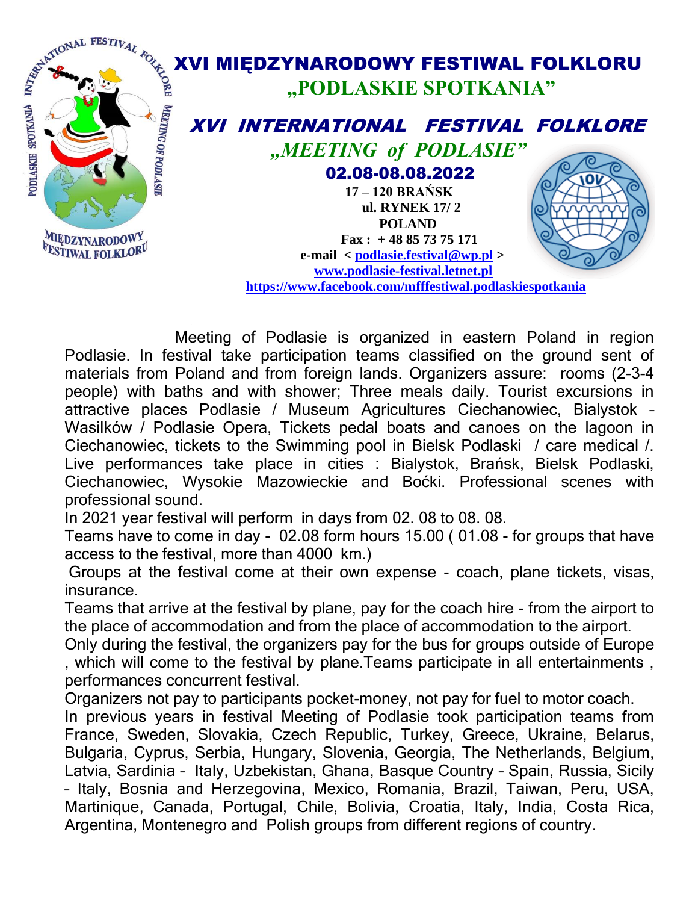# XVI MIĘDZYNARODOWY FESTIWAL FOLKLORU

## „PODLASKIE SPOTKANIA"

## *XVI INTERNATIONAL FESTIVAL FOLKLORE*

## *„MEETING of PODLASIE"*

**02.08-08.08.2022**

**17 – 120 BRAŃSK**
**ul. RYNEK 17/ 2**
**POLAND**
**Fax : + 48 85 73 75 171**
**e-mail < podlasie.festival@wp.pl >**
**www.podlasie-festival.letnet.pl**
**https://www.facebook.com/mfffestiwal.podlaskiespotkania**

Meeting of Podlasie is organized in eastern Poland in region Podlasie. In festival take participation teams classified on the ground sent of materials from Poland and from foreign lands. Organizers assure: rooms (2-3-4 people) with baths and with shower; Three meals daily. Tourist excursions in attractive places Podlasie / Museum Agricultures Ciechanowiec, Bialystok – Wasilków / Podlasie Opera, Tickets pedal boats and canoes on the lagoon in Ciechanowiec, tickets to the Swimming pool in Bielsk Podlaski / care medical /. Live performances take place in cities : Bialystok, Brańsk, Bielsk Podlaski, Ciechanowiec, Wysokie Mazowieckie and Boćki. Professional scenes with professional sound.

In 2021 year festival will perform in days from 02. 08 to 08. 08.

Teams have to come in day - 02.08 form hours 15.00 ( 01.08 - for groups that have access to the festival, more than 4000 km.)

Groups at the festival come at their own expense - coach, plane tickets, visas, insurance.

Teams that arrive at the festival by plane, pay for the coach hire - from the airport to the place of accommodation and from the place of accommodation to the airport.

Only during the festival, the organizers pay for the bus for groups outside of Europe , which will come to the festival by plane.Teams participate in all entertainments , performances concurrent festival.

Organizers not pay to participants pocket-money, not pay for fuel to motor coach.

In previous years in festival Meeting of Podlasie took participation teams from France, Sweden, Slovakia, Czech Republic, Turkey, Greece, Ukraine, Belarus, Bulgaria, Cyprus, Serbia, Hungary, Slovenia, Georgia, The Netherlands, Belgium, Latvia, Sardinia – Italy, Uzbekistan, Ghana, Basque Country – Spain, Russia, Sicily – Italy, Bosnia and Herzegovina, Mexico, Romania, Brazil, Taiwan, Peru, USA, Martinique, Canada, Portugal, Chile, Bolivia, Croatia, Italy, India, Costa Rica, Argentina, Montenegro and Polish groups from different regions of country.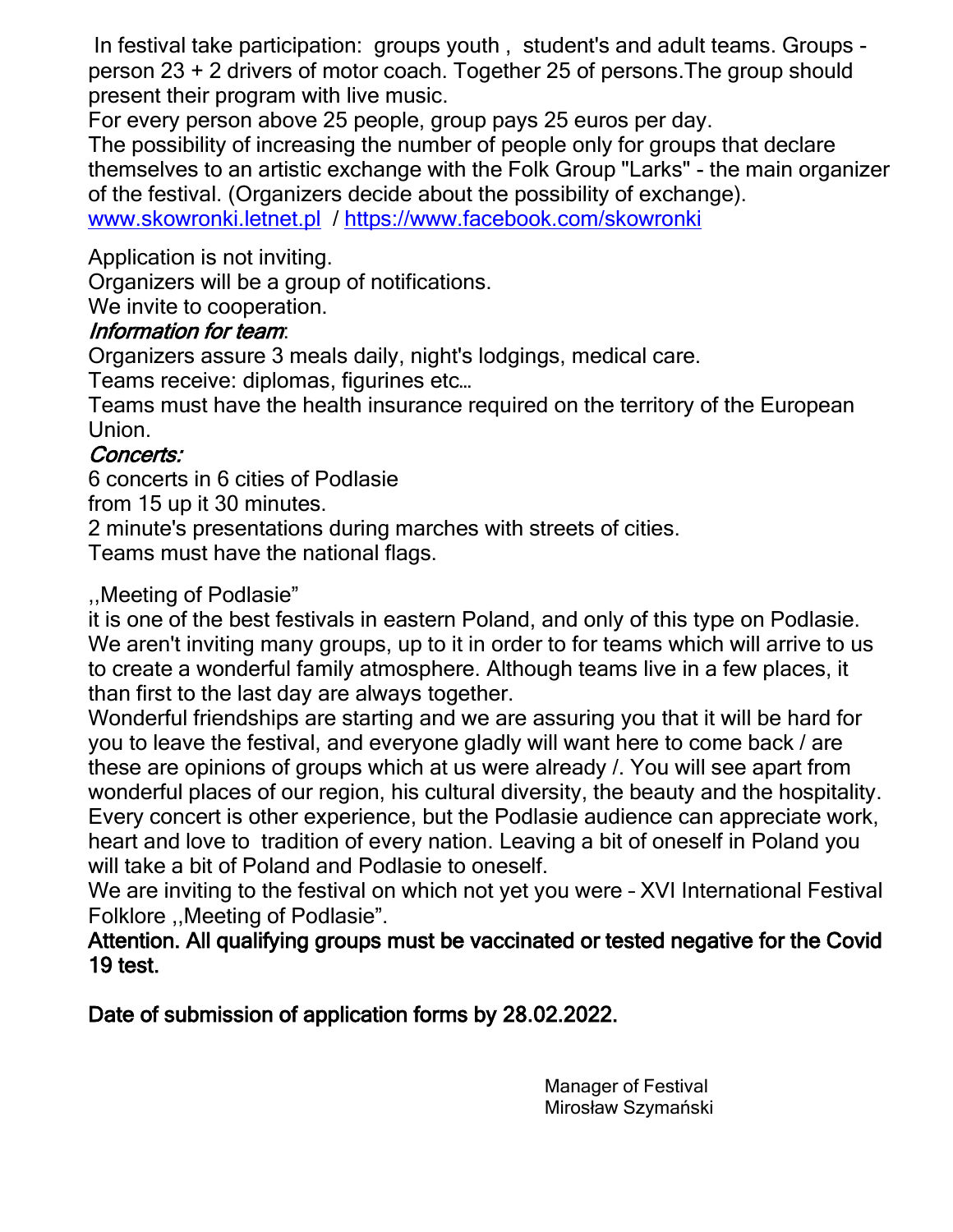In festival take participation: groups youth , student's and adult teams. Groups - person 23 + 2 drivers of motor coach. Together 25 of persons.The group should present their program with live music.

For every person above 25 people, group pays 25 euros per day.

The possibility of increasing the number of people only for groups that declare themselves to an artistic exchange with the Folk Group "Larks" - the main organizer of the festival. (Organizers decide about the possibility of exchange).

www.skowronki.letnet.pl / https://www.facebook.com/skowronki

Application is not inviting.

Organizers will be a group of notifications.

We invite to cooperation.

*Information for team*:

Organizers assure 3 meals daily, night's lodgings, medical care.

Teams receive: diplomas, figurines etc…

Teams must have the health insurance required on the territory of the European Union.

*Concerts:*

6 concerts in 6 cities of Podlasie

from 15 up it 30 minutes.

2 minute's presentations during marches with streets of cities.

Teams must have the national flags.

,,Meeting of Podlasie"

it is one of the best festivals in eastern Poland, and only of this type on Podlasie. We aren't inviting many groups, up to it in order to for teams which will arrive to us to create a wonderful family atmosphere. Although teams live in a few places, it than first to the last day are always together.

Wonderful friendships are starting and we are assuring you that it will be hard for you to leave the festival, and everyone gladly will want here to come back / are these are opinions of groups which at us were already /. You will see apart from wonderful places of our region, his cultural diversity, the beauty and the hospitality. Every concert is other experience, but the Podlasie audience can appreciate work, heart and love to tradition of every nation. Leaving a bit of oneself in Poland you will take a bit of Poland and Podlasie to oneself.

We are inviting to the festival on which not yet you were – XVI International Festival Folklore ,,Meeting of Podlasie".

**Attention. All qualifying groups must be vaccinated or tested negative for the Covid 19 test.**

**Date of submission of application forms by 28.02.2022.**

Manager of Festival
Mirosław Szymański